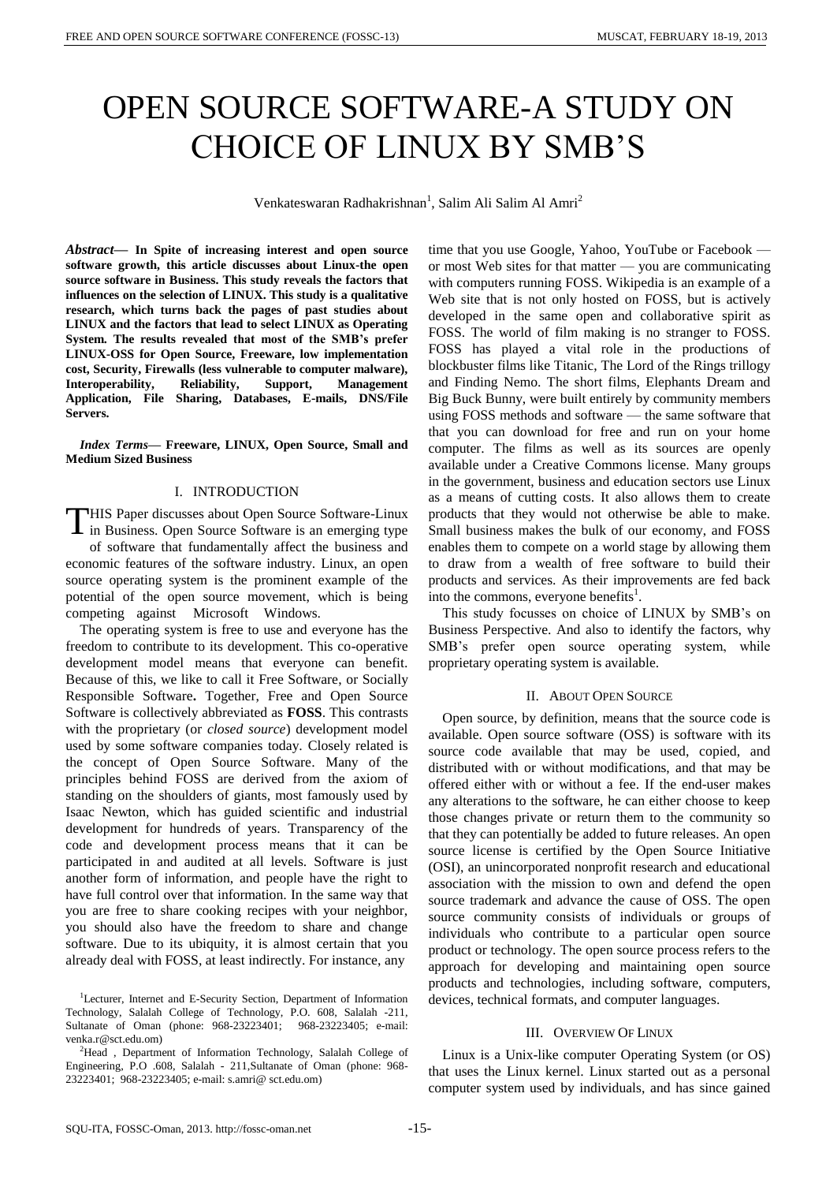# OPEN SOURCE SOFTWARE-A STUDY ON CHOICE OF LINUX BY SMB'S

Venkateswaran Radhakrishnan[1], Salim Ali Salim Al Amri[2]

***Abstract*— In Spite of increasing interest and open source software growth, this article discusses about Linux-the open source software in Business. This study reveals the factors that influences on the selection of LINUX. This study is a qualitative research, which turns back the pages of past studies about LINUX and the factors that lead to select LINUX as Operating System. The results revealed that most of the SMB's prefer LINUX-OSS for Open Source, Freeware, low implementation cost, Security, Firewalls (less vulnerable to computer malware), Interoperability, Reliability, Support, Management Application, File Sharing, Databases, E-mails, DNS/File Servers.**

***Index Terms*— Freeware, LINUX, Open Source, Small and Medium Sized Business**

## I. INTRODUCTION

THIS Paper discusses about Open Source Software-Linux in Business. Open Source Software is an emerging type of software that fundamentally affect the business and economic features of the software industry. Linux, an open source operating system is the prominent example of the potential of the open source movement, which is being competing against Microsoft Windows.

The operating system is free to use and everyone has the freedom to contribute to its development. This co-operative development model means that everyone can benefit. Because of this, we like to call it Free Software, or Socially Responsible Software**.** Together, Free and Open Source Software is collectively abbreviated as **FOSS**. This contrasts with the proprietary (or *closed source*) development model used by some software companies today. Closely related is the concept of Open Source Software. Many of the principles behind FOSS are derived from the axiom of standing on the shoulders of giants, most famously used by Isaac Newton, which has guided scientific and industrial development for hundreds of years. Transparency of the code and development process means that it can be participated in and audited at all levels. Software is just another form of information, and people have the right to have full control over that information. In the same way that you are free to share cooking recipes with your neighbor, you should also have the freedom to share and change software. Due to its ubiquity, it is almost certain that you already deal with FOSS, at least indirectly. For instance, any time that you use Google, Yahoo, YouTube or Facebook — or most Web sites for that matter — you are communicating with computers running FOSS. Wikipedia is an example of a Web site that is not only hosted on FOSS, but is actively developed in the same open and collaborative spirit as FOSS. The world of film making is no stranger to FOSS. FOSS has played a vital role in the productions of blockbuster films like Titanic, The Lord of the Rings trillogy and Finding Nemo. The short films, Elephants Dream and Big Buck Bunny, were built entirely by community members using FOSS methods and software — the same software that that you can download for free and run on your home computer. The films as well as its sources are openly available under a Creative Commons license. Many groups in the government, business and education sectors use Linux as a means of cutting costs. It also allows them to create products that they would not otherwise be able to make. Small business makes the bulk of our economy, and FOSS enables them to compete on a world stage by allowing them to draw from a wealth of free software to build their products and services. As their improvements are fed back into the commons, everyone benefits[1].

This study focusses on choice of LINUX by SMB's on Business Perspective. And also to identify the factors, why SMB's prefer open source operating system, while proprietary operating system is available.

## II. ABOUT OPEN SOURCE

Open source, by definition, means that the source code is available. Open source software (OSS) is software with its source code available that may be used, copied, and distributed with or without modifications, and that may be offered either with or without a fee. If the end-user makes any alterations to the software, he can either choose to keep those changes private or return them to the community so that they can potentially be added to future releases. An open source license is certified by the Open Source Initiative (OSI), an unincorporated nonprofit research and educational association with the mission to own and defend the open source trademark and advance the cause of OSS. The open source community consists of individuals or groups of individuals who contribute to a particular open source product or technology. The open source process refers to the approach for developing and maintaining open source products and technologies, including software, computers, devices, technical formats, and computer languages.

## III. OVERVIEW OF LINUX

Linux is a Unix-like computer Operating System (or OS) that uses the Linux kernel. Linux started out as a personal computer system used by individuals, and has since gained

[1]Lecturer, Internet and E-Security Section, Department of Information Technology, Salalah College of Technology, P.O. 608, Salalah -211, Sultanate of Oman (phone: 968-23223401; 968-23223405; e-mail: venka.r@sct.edu.om)

[2]Head , Department of Information Technology, Salalah College of Engineering, P.O .608, Salalah - 211,Sultanate of Oman (phone: 968-23223401; 968-23223405; e-mail: s.amri@ sct.edu.om)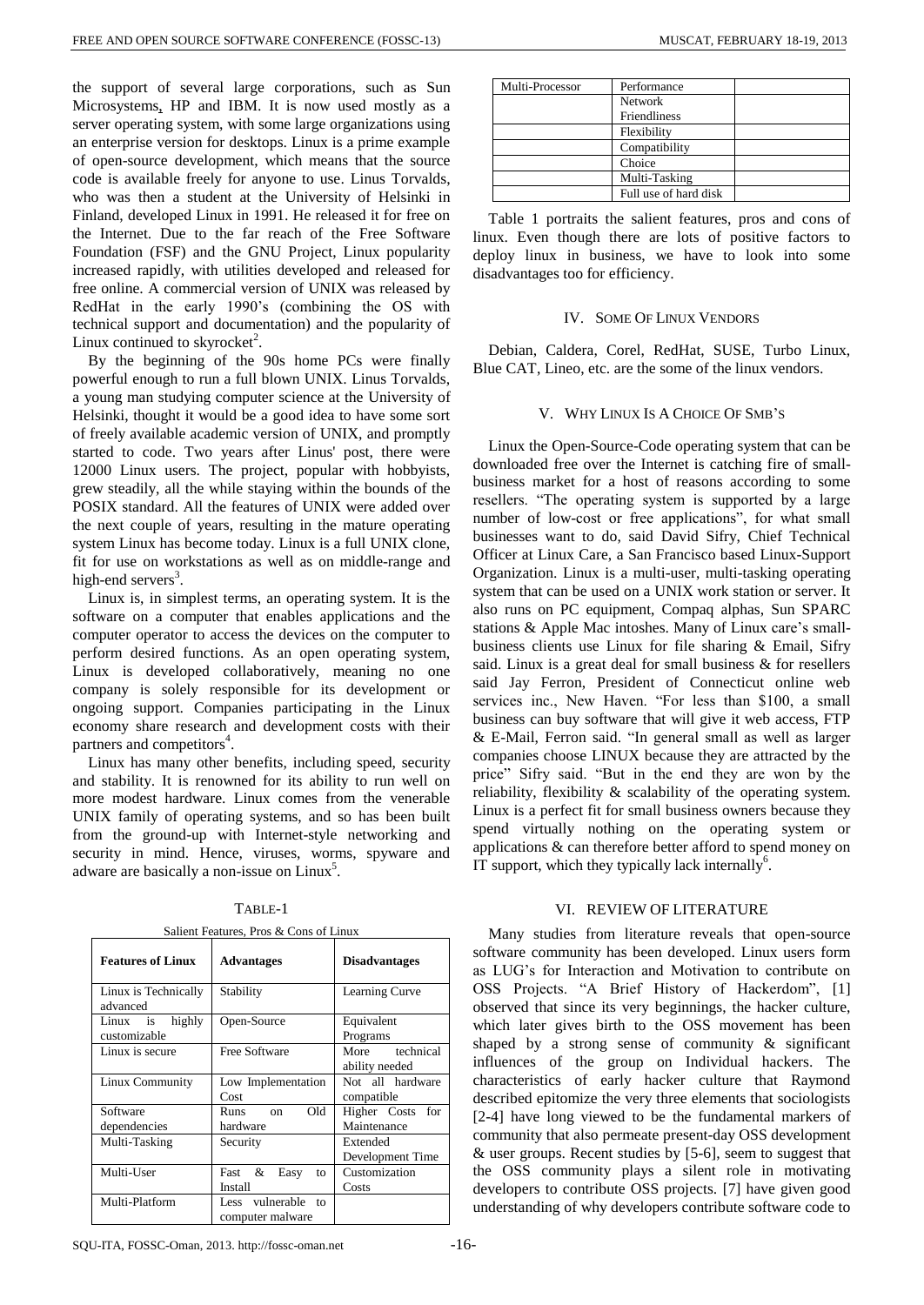the support of several large corporations, such as Sun Microsystems, HP and IBM. It is now used mostly as a server operating system, with some large organizations using an enterprise version for desktops. Linux is a prime example of open-source development, which means that the source code is available freely for anyone to use. Linus Torvalds, who was then a student at the University of Helsinki in Finland, developed Linux in 1991. He released it for free on the Internet. Due to the far reach of the Free Software Foundation (FSF) and the GNU Project, Linux popularity increased rapidly, with utilities developed and released for free online. A commercial version of UNIX was released by RedHat in the early 1990's (combining the OS with technical support and documentation) and the popularity of Linux continued to skyrocket[2].

By the beginning of the 90s home PCs were finally powerful enough to run a full blown UNIX. Linus Torvalds, a young man studying computer science at the University of Helsinki, thought it would be a good idea to have some sort of freely available academic version of UNIX, and promptly started to code. Two years after Linus' post, there were 12000 Linux users. The project, popular with hobbyists, grew steadily, all the while staying within the bounds of the POSIX standard. All the features of UNIX were added over the next couple of years, resulting in the mature operating system Linux has become today. Linux is a full UNIX clone, fit for use on workstations as well as on middle-range and high-end servers[3].

Linux is, in simplest terms, an operating system. It is the software on a computer that enables applications and the computer operator to access the devices on the computer to perform desired functions. As an open operating system, Linux is developed collaboratively, meaning no one company is solely responsible for its development or ongoing support. Companies participating in the Linux economy share research and development costs with their partners and competitors[4].

Linux has many other benefits, including speed, security and stability. It is renowned for its ability to run well on more modest hardware. Linux comes from the venerable UNIX family of operating systems, and so has been built from the ground-up with Internet-style networking and security in mind. Hence, viruses, worms, spyware and adware are basically a non-issue on Linux[5].

TABLE-1

Salient Features, Pros & Cons of Linux

| Features of Linux | Advantages | Disadvantages |
|---|---|---|
| Linux is Technically advanced | Stability | Learning Curve |
| Linux is highly customizable | Open-Source | Equivalent Programs |
| Linux is secure | Free Software | More technical ability needed |
| Linux Community | Low Implementation Cost | Not all hardware compatible |
| Software dependencies | Runs on Old hardware | Higher Costs for Maintenance |
| Multi-Tasking | Security | Extended Development Time |
| Multi-User | Fast & Easy to Install | Customization Costs |
| Multi-Platform | Less vulnerable to computer malware | |
| Multi-Processor | Performance | |
| | Network Friendliness | |
| | Flexibility | |
| | Compatibility | |
| | Choice | |
| | Multi-Tasking | |
| | Full use of hard disk | |

Table 1 portraits the salient features, pros and cons of linux. Even though there are lots of positive factors to deploy linux in business, we have to look into some disadvantages too for efficiency.

## IV. Some Of Linux Vendors

Debian, Caldera, Corel, RedHat, SUSE, Turbo Linux, Blue CAT, Lineo, etc. are the some of the linux vendors.

## V. Why Linux Is A Choice Of SMB's

Linux the Open-Source-Code operating system that can be downloaded free over the Internet is catching fire of small-business market for a host of reasons according to some resellers. "The operating system is supported by a large number of low-cost or free applications", for what small businesses want to do, said David Sifry, Chief Technical Officer at Linux Care, a San Francisco based Linux-Support Organization. Linux is a multi-user, multi-tasking operating system that can be used on a UNIX work station or server. It also runs on PC equipment, Compaq alphas, Sun SPARC stations & Apple Mac intoshes. Many of Linux care's small-business clients use Linux for file sharing & Email, Sifry said. Linux is a great deal for small business & for resellers said Jay Ferron, President of Connecticut online web services inc., New Haven. "For less than \$100, a small business can buy software that will give it web access, FTP & E-Mail, Ferron said. "In general small as well as larger companies choose LINUX because they are attracted by the price" Sifry said. "But in the end they are won by the reliability, flexibility & scalability of the operating system. Linux is a perfect fit for small business owners because they spend virtually nothing on the operating system or applications & can therefore better afford to spend money on IT support, which they typically lack internally[6].

## VI. Review Of Literature

Many studies from literature reveals that open-source software community has been developed. Linux users form as LUG's for Interaction and Motivation to contribute on OSS Projects. "A Brief History of Hackerdom", [1] observed that since its very beginnings, the hacker culture, which later gives birth to the OSS movement has been shaped by a strong sense of community & significant influences of the group on Individual hackers. The characteristics of early hacker culture that Raymond described epitomize the very three elements that sociologists [2-4] have long viewed to be the fundamental markers of community that also permeate present-day OSS development & user groups. Recent studies by [5-6], seem to suggest that the OSS community plays a silent role in motivating developers to contribute OSS projects. [7] have given good understanding of why developers contribute software code to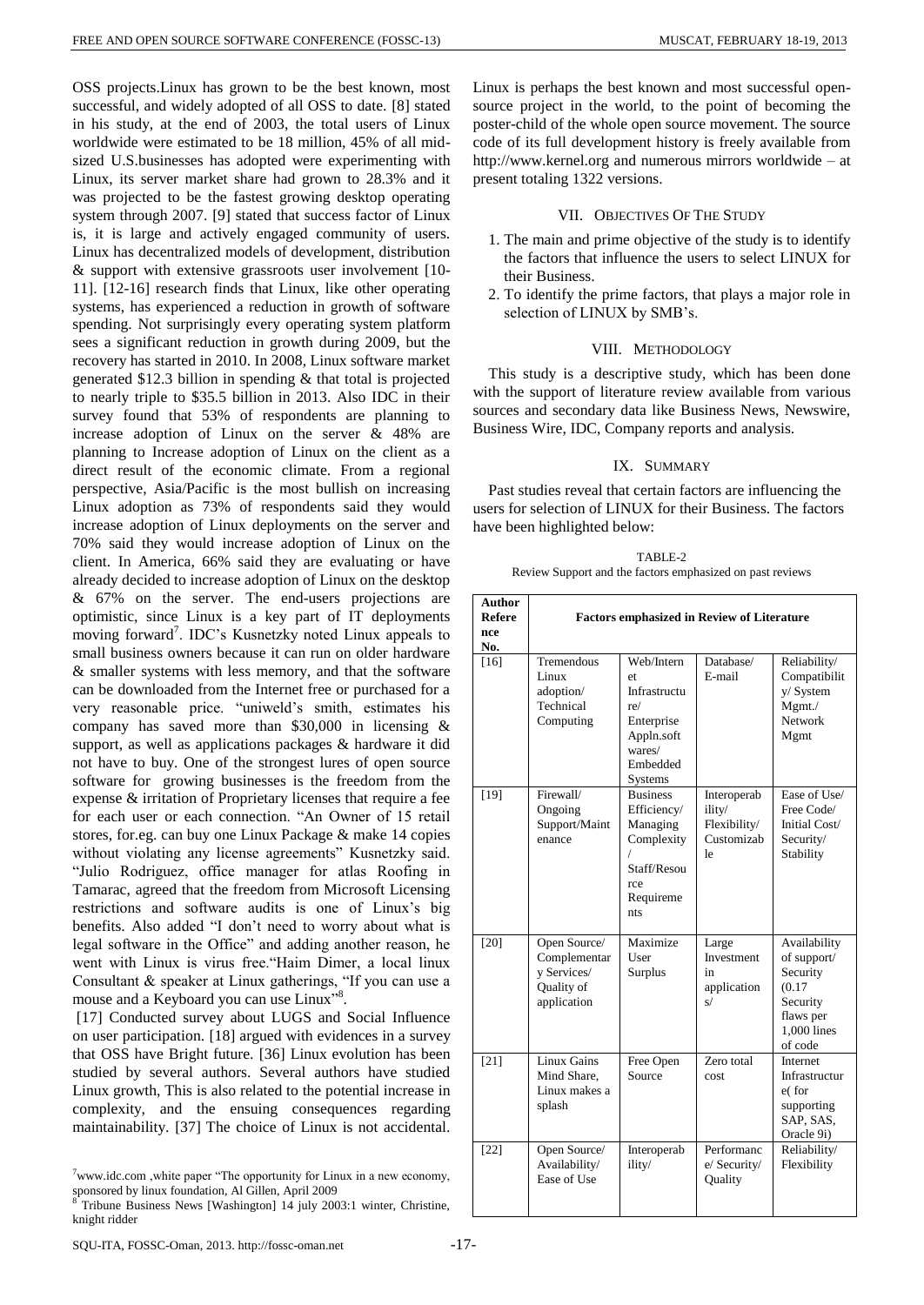OSS projects.Linux has grown to be the best known, most successful, and widely adopted of all OSS to date. [8] stated in his study, at the end of 2003, the total users of Linux worldwide were estimated to be 18 million, 45% of all mid-sized U.S.businesses has adopted were experimenting with Linux, its server market share had grown to 28.3% and it was projected to be the fastest growing desktop operating system through 2007. [9] stated that success factor of Linux is, it is large and actively engaged community of users. Linux has decentralized models of development, distribution & support with extensive grassroots user involvement [10-11]. [12-16] research finds that Linux, like other operating systems, has experienced a reduction in growth of software spending. Not surprisingly every operating system platform sees a significant reduction in growth during 2009, but the recovery has started in 2010. In 2008, Linux software market generated $12.3 billion in spending & that total is projected to nearly triple to $35.5 billion in 2013. Also IDC in their survey found that 53% of respondents are planning to increase adoption of Linux on the server & 48% are planning to Increase adoption of Linux on the client as a direct result of the economic climate. From a regional perspective, Asia/Pacific is the most bullish on increasing Linux adoption as 73% of respondents said they would increase adoption of Linux deployments on the server and 70% said they would increase adoption of Linux on the client. In America, 66% said they are evaluating or have already decided to increase adoption of Linux on the desktop & 67% on the server. The end-users projections are optimistic, since Linux is a key part of IT deployments moving forward[7]. IDC's Kusnetzky noted Linux appeals to small business owners because it can run on older hardware & smaller systems with less memory, and that the software can be downloaded from the Internet free or purchased for a very reasonable price. "uniweld's smith, estimates his company has saved more than $30,000 in licensing & support, as well as applications packages & hardware it did not have to buy. One of the strongest lures of open source software for growing businesses is the freedom from the expense & irritation of Proprietary licenses that require a fee for each user or each connection. "An Owner of 15 retail stores, for.eg. can buy one Linux Package & make 14 copies without violating any license agreements" Kusnetzky said. "Julio Rodriguez, office manager for atlas Roofing in Tamarac, agreed that the freedom from Microsoft Licensing restrictions and software audits is one of Linux's big benefits. Also added "I don't need to worry about what is legal software in the Office" and adding another reason, he went with Linux is virus free."Haim Dimer, a local linux Consultant & speaker at Linux gatherings, "If you can use a mouse and a Keyboard you can use Linux"[8].

[17] Conducted survey about LUGS and Social Influence on user participation. [18] argued with evidences in a survey that OSS have Bright future. [36] Linux evolution has been studied by several authors. Several authors have studied Linux growth, This is also related to the potential increase in complexity, and the ensuing consequences regarding maintainability. [37] The choice of Linux is not accidental. Linux is perhaps the best known and most successful open-source project in the world, to the point of becoming the poster-child of the whole open source movement. The source code of its full development history is freely available from http://www.kernel.org and numerous mirrors worldwide – at present totaling 1322 versions.

[7] www.idc.com ,white paper "The opportunity for Linux in a new economy, sponsored by linux foundation, Al Gillen, April 2009

[8] Tribune Business News [Washington] 14 july 2003:1 winter, Christine, knight ridder

## VII. Objectives Of The Study

1. The main and prime objective of the study is to identify the factors that influence the users to select LINUX for their Business.
2. To identify the prime factors, that plays a major role in selection of LINUX by SMB's.

## VIII. Methodology

This study is a descriptive study, which has been done with the support of literature review available from various sources and secondary data like Business News, Newswire, Business Wire, IDC, Company reports and analysis.

## IX. Summary

Past studies reveal that certain factors are influencing the users for selection of LINUX for their Business. The factors have been highlighted below:

TABLE-2
Review Support and the factors emphasized on past reviews

| Author Reference No. | Factors emphasized in Review of Literature | | | |
|---|---|---|---|---|
| [16] | Tremendous Linux adoption/ Technical Computing | Web/Internet Infrastructure/ Enterprise Appln.softwares/ Embedded Systems | Database/ E-mail | Reliability/ Compatibility/ System Mgmt./ Network Mgmt |
| [19] | Firewall/ Ongoing Support/Maintenance | Business Efficiency/ Managing Complexity / Staff/Resource Requirements | Interoperability/ Flexibility/ Customizable | Ease of Use/ Free Code/ Initial Cost/ Security/ Stability |
| [20] | Open Source/ Complementary Services/ Quality of application | Maximize User Surplus | Large Investment in applications/ | Availability of support/ Security (0.17 Security flaws per 1,000 lines of code |
| [21] | Linux Gains Mind Share, Linux makes a splash | Free Open Source | Zero total cost | Internet Infrastructure( for supporting SAP, SAS, Oracle 9i) |
| [22] | Open Source/ Availability/ Ease of Use | Interoperability/ | Performance/ Security/ Quality | Reliability/ Flexibility |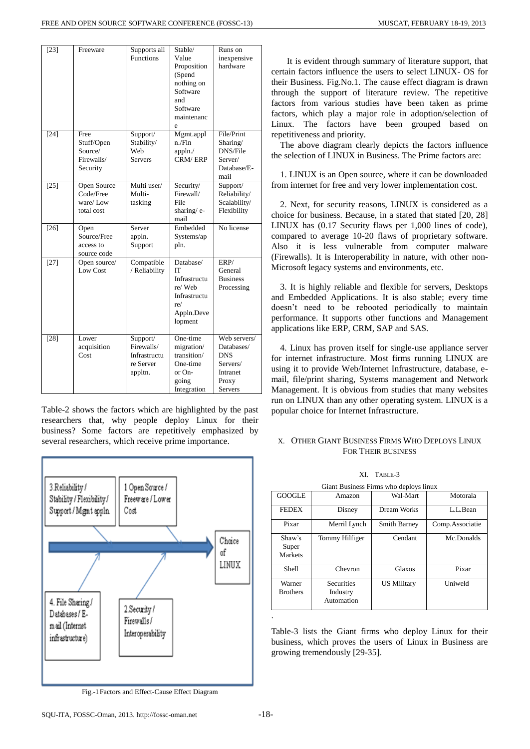| [23] | Freeware | Supports all Functions | Stable/ Value Proposition (Spend nothing on Software and Software maintenance | Runs on inexpensive hardware |
|---|---|---|---|---|
| [24] | Free Stuff/Open Source/ Firewalls/ Security | Support/ Stability/ Web Servers | Mgmt.appl n./Fin appln./ CRM/ ERP | File/Print Sharing/ DNS/File Server/ Database/E-mail |
| [25] | Open Source Code/Free ware/ Low total cost | Multi user/ Multi-tasking | Security/ Firewall/ File sharing/ e-mail | Support/ Reliability/ Scalability/ Flexibility |
| [26] | Open Source/Free access to source code | Server appln. Support | Embedded Systems/ap pln. | No license |
| [27] | Open source/ Low Cost | Compatible / Reliability | Database/ IT Infrastructure/ Web Infrastructure/ Appln.Development | ERP/ General Business Processing |
| [28] | Lower acquisition Cost | Support/ Firewalls/ Infrastructure Server appltn. | One-time migration/ transition/ One-time or On-going Integration | Web servers/ Databases/ DNS Servers/ Intranet Proxy Servers |

Table-2 shows the factors which are highlighted by the past researchers that, why people deploy Linux for their business? Some factors are repetitively emphasized by several researchers, which receive prime importance.

Fig.-1 Factors and Effect-Cause Effect Diagram

It is evident through summary of literature support, that certain factors influence the users to select LINUX- OS for their Business. Fig.No.1. The cause effect diagram is drawn through the support of literature review. The repetitive factors from various studies have been taken as prime factors, which play a major role in adoption/selection of Linux. The factors have been grouped based on repetitiveness and priority.

The above diagram clearly depicts the factors influence the selection of LINUX in Business. The Prime factors are:

1. LINUX is an Open source, where it can be downloaded from internet for free and very lower implementation cost.

2. Next, for security reasons, LINUX is considered as a choice for business. Because, in a stated that stated [20, 28] LINUX has (0.17 Security flaws per 1,000 lines of code), compared to average 10-20 flaws of proprietary software. Also it is less vulnerable from computer malware (Firewalls). It is Interoperability in nature, with other non-Microsoft legacy systems and environments, etc.

3. It is highly reliable and flexible for servers, Desktops and Embedded Applications. It is also stable; every time doesn't need to be rebooted periodically to maintain performance. It supports other functions and Management applications like ERP, CRM, SAP and SAS.

4. Linux has proven itself for single-use appliance server for internet infrastructure. Most firms running LINUX are using it to provide Web/Internet Infrastructure, database, e-mail, file/print sharing, Systems management and Network Management. It is obvious from studies that many websites run on LINUX than any other operating system. LINUX is a popular choice for Internet Infrastructure.

## X. Other Giant Business Firms Who Deploys Linux for Their Business

XI. Table-3

Giant Business Firms who deploys linux

| GOOGLE | Amazon | Wal-Mart | Motorala |
|---|---|---|---|
| FEDEX | Disney | Dream Works | L.L.Bean |
| Pixar | Merril Lynch | Smith Barney | Comp.Associatie |
| Shaw's Super Markets | Tommy Hilfiger | Cendant | Mc.Donalds |
| Shell | Chevron | Glaxos | Pixar |
| Warner Brothers | Securities Industry Automation | US Military | Uniweld |

Table-3 lists the Giant firms who deploy Linux for their business, which proves the users of Linux in Business are growing tremendously [29-35].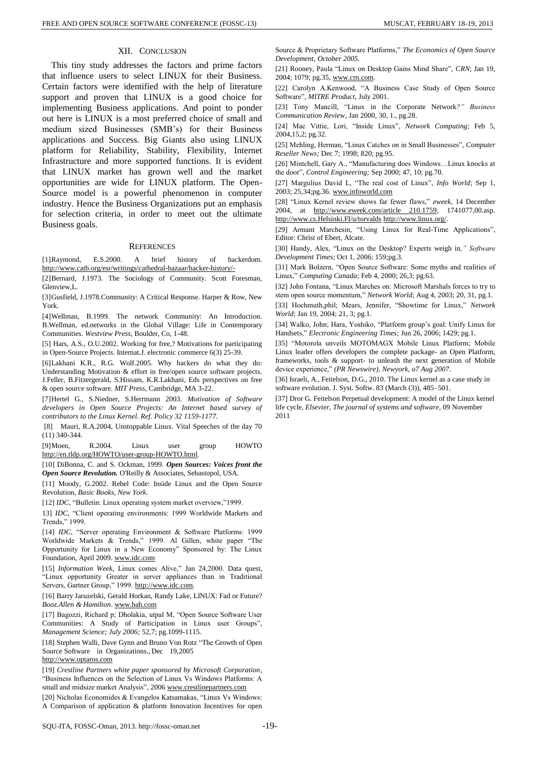## XII. Conclusion

This tiny study addresses the factors and prime factors that influence users to select LINUX for their Business. Certain factors were identified with the help of literature support and proven that LINUX is a good choice for implementing Business applications. And point to ponder out here is LINUX is a most preferred choice of small and medium sized Businesses (SMB's) for their Business applications and Success. Big Giants also using LINUX platform for Reliability, Stability, Flexibility, Internet Infrastructure and more supported functions. It is evident that LINUX market has grown well and the market opportunities are wide for LINUX platform. The Open-Source model is a powerful phenomenon in computer industry. Hence the Business Organizations put an emphasis for selection criteria, in order to meet out the ultimate Business goals.

## References

[1]Raymond, E.S.2000. A brief history of hackerdom. http://www.catb.org/esr/writings/cathedral-bazaar/hacker-history/-

[2]Bernard, J.1973. The Sociology of Community. Scott Foresman, Glenview,L.

[3]Gusfield, J.1978.Community: A Critical Response. Harper & Row, New York.

[4]Wellman, B.1999. The network Community: An Introduction. B.Wellman, ed.networks in the Global Village: Life in Contemporary Communities. *Westview Press*, Boulder, Co, 1-48.

[5] Hars, A.S., O.U.2002. Working for free,? Motivations for participating in Open-Source Projects. Internat.J. electronic commerce 6(3) 25-39.

[6]Lakhani K.R., R.G. Wolf.2005. Why hackers do what they do: Understanding Motivation & effort in free/open source software projects. J.Feller, B.Fitzergerald, S.Hissam, K.R.Lakhani, Eds perspectives on free & open source software. *MIT Press*, Cambridge, MA 3-22.

[7]Hertel G., S.Niedner, S.Herrmann 2003. *Motivation of Software developers in Open Source Projects: An Internet based survey of contributors to the Linux Kernel. Ref. Policy 32 1159-1177.*

[8] Mauri, R.A.2004, Unstoppable Linux. Vital Speeches of the day 70 (11) 340-344.

[9]Moen, R.2004. Linux user group HOWTO http://en.tldp.org/HOWTO/user-group-HOWTO.html.

[10] DiBonna, C. and S. Ockman, 1999. ***Open Sources: Voices front the Open Source Revolution.*** O'Reilly & Associates, Sebastopol, USA.

[11] Moody, G.2002. Rebel Code: Inside Linux and the Open Source Revolution, *Basic Books, New York*.

[12] *IDC*, "Bulletin: Linux operating system market overview,"1999.

13] *IDC*, "Client operating environments: 1999 Worldwide Markets and Trends," 1999.

[14] *IDC*, "Server operating Environment & Software Platforms: 1999 Worldwide Markets & Trends," 1999. Al Gillen, white paper "The Opportunity for Linux in a New Economy" Sponsored by: The Linux Foundation, April 2009. www.idc.com

[15] *Information Week*, Linux comes Alive," Jan 24,2000. Data quest, "Linux opportunity Greater in server appliances than in Traditional Servers, Gartner Group," 1999. http://www.idc.com.

[16] Barry Jaruzelski, Gerald Horkan, Randy Lake, LINUX: Fad or Future? *Booz.Allen & Hamilton*. www.bah.com

[17] Bagozzi, Richard p; Dholakia, utpal M, "Open Source Software User Communities: A Study of Participation in Linux user Groups", *Management Science; July 2006;* 52,7; pg.1099-1115.

[18] Stephen Walli, Dave Gynn and Bruno Von Rotz "The Growth of Open Source Software in Organizations., Dec 19,2005 http://www.optaros.com

[19] *Crestline Partners white paper sponsored by Microsoft Corporation*, "Business Influences on the Selection of Linux Vs Windows Platforms: A small and midsize market Analysis", 2006 www.crestlinepartners.com

[20] Nicholas Economides & Evangelos Katsamakas, "Linux Vs Windows: A Comparison of application & platform Innovation Incentives for open Source & Proprietary Software Platforms," *The Economics of Open Source Development, October 2005*.

[21] Rooney, Paula "Linux on Desktop Gains Mind Share", *CRN*; Jan 19, 2004; 1079; pg.35, www.crn.com.

[22] Carolyn A.Kenwood, "A Business Case Study of Open Source Software", *MITRE Product*, July 2001.

[23] Tony Mancill, "Linux in the Corporate Network*?" Business Communication Review*, Jan 2000, 30, 1., pg.28.

[24] Mac Vittie, Lori, "Inside Linux", *Network Computing*; Feb 5, 2004,15,2; pg.32.

[25] Mehling, Herman, "Linux Catches on in Small Businesses", *Computer Reseller News;* Dec 7; 1998; 820; pg.95.

[26] Mintchell, Gary A., "Manufacturing does Windows…Linux knocks at the door", *Control Engineering;* Sep 2000; 47, 10; pg.70.

[27] Margulius David L, "The real cost of Linux", *Info World*; Sep 1, 2003; 25,34;pg.36. www.infoworld.com

[28] "Linux Kernel review shows far fewer flaws," *eweek*, 14 December 2004, at http://www.eweek.com/article 210.1759, 1741077,00.asp. http://www.cs.Helsinki.FI/u/torvalds http://www.linux.org/.

[29] Armant Marchesin, "Using Linux for Real-Time Applications", Editor: Christ of Ebert, Alcate.

[30] Handy, Alex, "Linux on the Desktop? Experts weigh in*," Software Development Times*; Oct 1, 2006; 159;pg.3.

[31] Mark Bolzern, "Open Source Software: Some myths and realities of Linux," *Computing Canada*; Feb 4, 2000; 26,3; pg.63.

[32] John Fontana, "Linux Marches on: Microsoft Marshals forces to try to stem open source momentum," *Network World*; Aug 4, 2003; 20, 31, pg.1.

[33] Hochmuth,phil; Mears, Jennifer, "Showtime for Linux," *Network World*; Jan 19, 2004; 21, 3; pg.1.

[34] Walko, John; Hara, Yoshiko, "Platform group's goal: Unify Linux for Handsets," *Electronic Engineering Times;* Jun 26, 2006; 1429; pg.1.

[35] "Motorola unveils MOTOMAGX Mobile Linux Platform; Mobile Linux leader offers developers the complete package- an Open Platform, frameworks, tools & support- to unleash the next generation of Mobile device experience," *(PR Newswire), Newyork, o7 Aug 2007*.

[36] Israeli, A., Feitelson, D.G., 2010. The Linux kernel as a case study in software evolution. J. Syst. Softw. 83 (March (3)), 485–501.

[37] Dror G. Feitelson Perpetual development: A model of the Linux kernel life cycle, *Elsevier, The journal of systems and software*, 09 November 2011